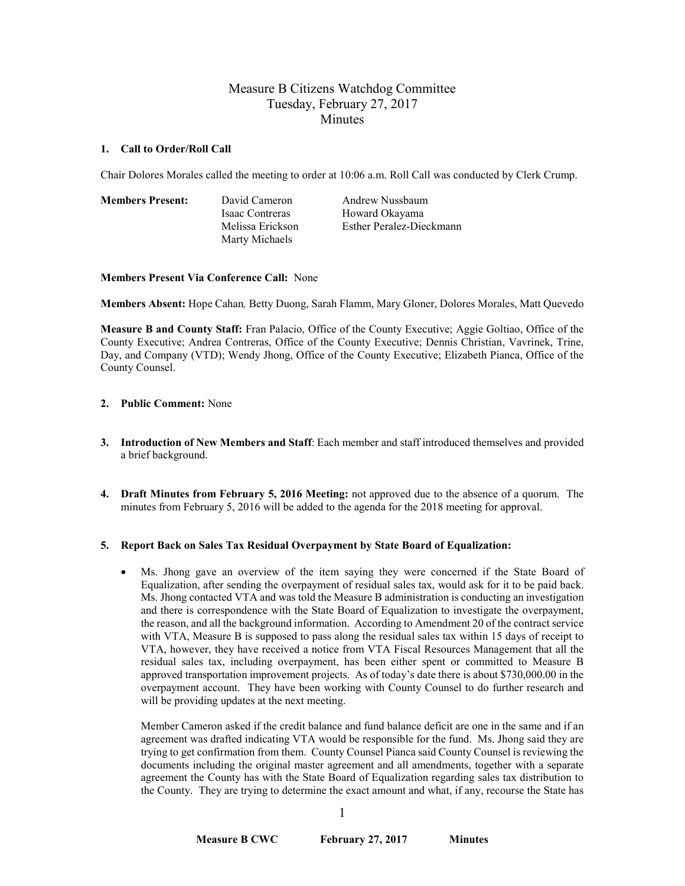# Measure B Citizens Watchdog Committee
## Tuesday, February 27, 2017
## Minutes

**1. Call to Order/Roll Call**

Chair Dolores Morales called the meeting to order at 10:06 a.m. Roll Call was conducted by Clerk Crump.

| **Members Present:** | | |
|---|---|---|
| | David Cameron | Andrew Nussbaum |
| | Isaac Contreras | Howard Okayama |
| | Melissa Erickson | Esther Peralez-Dieckmann |
| | Marty Michaels | |

**Members Present Via Conference Call:** None

**Members Absent:** Hope Cahan*,* Betty Duong, Sarah Flamm, Mary Gloner, Dolores Morales, Matt Quevedo

**Measure B and County Staff:** Fran Palacio, Office of the County Executive; Aggie Goltiao, Office of the County Executive; Andrea Contreras, Office of the County Executive; Dennis Christian, Vavrinek, Trine, Day, and Company (VTD); Wendy Jhong, Office of the County Executive; Elizabeth Pianca, Office of the County Counsel.

**2. Public Comment:** None

**3. Introduction of New Members and Staff**: Each member and staff introduced themselves and provided a brief background.

**4. Draft Minutes from February 5, 2016 Meeting:** not approved due to the absence of a quorum. The minutes from February 5, 2016 will be added to the agenda for the 2018 meeting for approval.

**5. Report Back on Sales Tax Residual Overpayment by State Board of Equalization:**

- Ms. Jhong gave an overview of the item saying they were concerned if the State Board of Equalization, after sending the overpayment of residual sales tax, would ask for it to be paid back. Ms. Jhong contacted VTA and was told the Measure B administration is conducting an investigation and there is correspondence with the State Board of Equalization to investigate the overpayment, the reason, and all the background information. According to Amendment 20 of the contract service with VTA, Measure B is supposed to pass along the residual sales tax within 15 days of receipt to VTA, however, they have received a notice from VTA Fiscal Resources Management that all the residual sales tax, including overpayment, has been either spent or committed to Measure B approved transportation improvement projects. As of today's date there is about $730,000.00 in the overpayment account. They have been working with County Counsel to do further research and will be providing updates at the next meeting.

  Member Cameron asked if the credit balance and fund balance deficit are one in the same and if an agreement was drafted indicating VTA would be responsible for the fund. Ms. Jhong said they are trying to get confirmation from them. County Counsel Pianca said County Counsel is reviewing the documents including the original master agreement and all amendments, together with a separate agreement the County has with the State Board of Equalization regarding sales tax distribution to the County. They are trying to determine the exact amount and what, if any, recourse the State has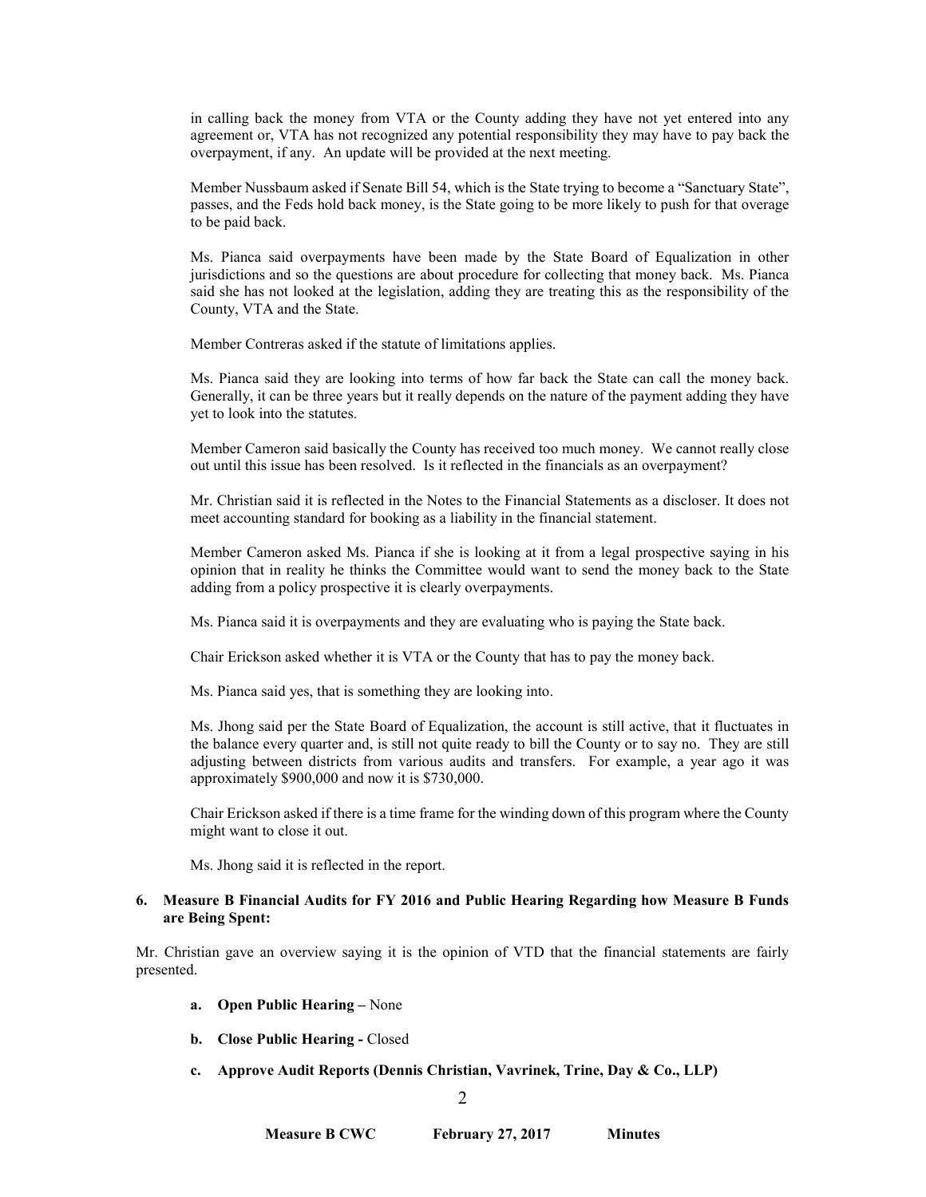in calling back the money from VTA or the County adding they have not yet entered into any agreement or, VTA has not recognized any potential responsibility they may have to pay back the overpayment, if any. An update will be provided at the next meeting.

Member Nussbaum asked if Senate Bill 54, which is the State trying to become a "Sanctuary State", passes, and the Feds hold back money, is the State going to be more likely to push for that overage to be paid back.

Ms. Pianca said overpayments have been made by the State Board of Equalization in other jurisdictions and so the questions are about procedure for collecting that money back. Ms. Pianca said she has not looked at the legislation, adding they are treating this as the responsibility of the County, VTA and the State.

Member Contreras asked if the statute of limitations applies.

Ms. Pianca said they are looking into terms of how far back the State can call the money back. Generally, it can be three years but it really depends on the nature of the payment adding they have yet to look into the statutes.

Member Cameron said basically the County has received too much money. We cannot really close out until this issue has been resolved. Is it reflected in the financials as an overpayment?

Mr. Christian said it is reflected in the Notes to the Financial Statements as a discloser. It does not meet accounting standard for booking as a liability in the financial statement.

Member Cameron asked Ms. Pianca if she is looking at it from a legal prospective saying in his opinion that in reality he thinks the Committee would want to send the money back to the State adding from a policy prospective it is clearly overpayments.

Ms. Pianca said it is overpayments and they are evaluating who is paying the State back.

Chair Erickson asked whether it is VTA or the County that has to pay the money back.

Ms. Pianca said yes, that is something they are looking into.

Ms. Jhong said per the State Board of Equalization, the account is still active, that it fluctuates in the balance every quarter and, is still not quite ready to bill the County or to say no. They are still adjusting between districts from various audits and transfers. For example, a year ago it was approximately $900,000 and now it is $730,000.

Chair Erickson asked if there is a time frame for the winding down of this program where the County might want to close it out.

Ms. Jhong said it is reflected in the report.

**6. Measure B Financial Audits for FY 2016 and Public Hearing Regarding how Measure B Funds are Being Spent:**

Mr. Christian gave an overview saying it is the opinion of VTD that the financial statements are fairly presented.

- **a. Open Public Hearing –** None
- **b. Close Public Hearing -** Closed
- **c. Approve Audit Reports (Dennis Christian, Vavrinek, Trine, Day & Co., LLP)**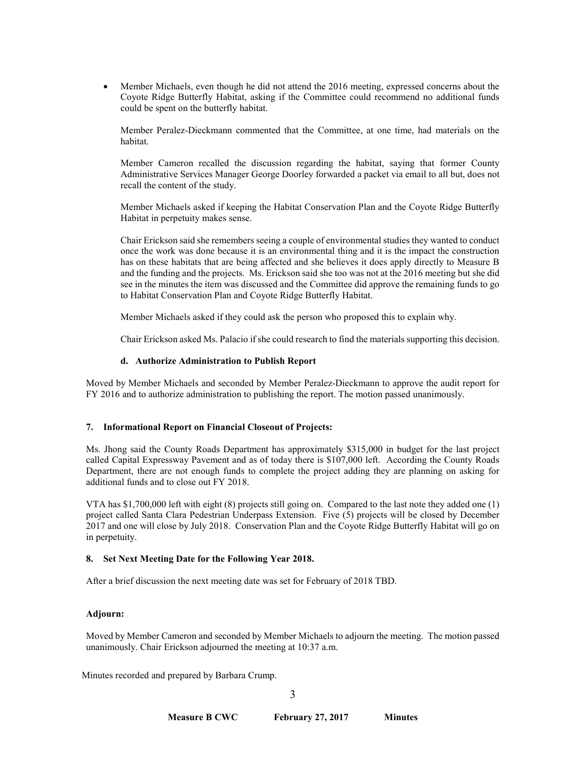- Member Michaels, even though he did not attend the 2016 meeting, expressed concerns about the Coyote Ridge Butterfly Habitat, asking if the Committee could recommend no additional funds could be spent on the butterfly habitat.

  Member Peralez-Dieckmann commented that the Committee, at one time, had materials on the habitat.

  Member Cameron recalled the discussion regarding the habitat, saying that former County Administrative Services Manager George Doorley forwarded a packet via email to all but, does not recall the content of the study.

  Member Michaels asked if keeping the Habitat Conservation Plan and the Coyote Ridge Butterfly Habitat in perpetuity makes sense.

  Chair Erickson said she remembers seeing a couple of environmental studies they wanted to conduct once the work was done because it is an environmental thing and it is the impact the construction has on these habitats that are being affected and she believes it does apply directly to Measure B and the funding and the projects. Ms. Erickson said she too was not at the 2016 meeting but she did see in the minutes the item was discussed and the Committee did approve the remaining funds to go to Habitat Conservation Plan and Coyote Ridge Butterfly Habitat.

  Member Michaels asked if they could ask the person who proposed this to explain why.

  Chair Erickson asked Ms. Palacio if she could research to find the materials supporting this decision.

**d. Authorize Administration to Publish Report**

Moved by Member Michaels and seconded by Member Peralez-Dieckmann to approve the audit report for FY 2016 and to authorize administration to publishing the report. The motion passed unanimously.

**7. Informational Report on Financial Closeout of Projects:**

Ms. Jhong said the County Roads Department has approximately $315,000 in budget for the last project called Capital Expressway Pavement and as of today there is $107,000 left. According the County Roads Department, there are not enough funds to complete the project adding they are planning on asking for additional funds and to close out FY 2018.

VTA has $1,700,000 left with eight (8) projects still going on. Compared to the last note they added one (1) project called Santa Clara Pedestrian Underpass Extension. Five (5) projects will be closed by December 2017 and one will close by July 2018. Conservation Plan and the Coyote Ridge Butterfly Habitat will go on in perpetuity.

**8. Set Next Meeting Date for the Following Year 2018.**

After a brief discussion the next meeting date was set for February of 2018 TBD.

**Adjourn:**

Moved by Member Cameron and seconded by Member Michaels to adjourn the meeting. The motion passed unanimously. Chair Erickson adjourned the meeting at 10:37 a.m.

Minutes recorded and prepared by Barbara Crump.